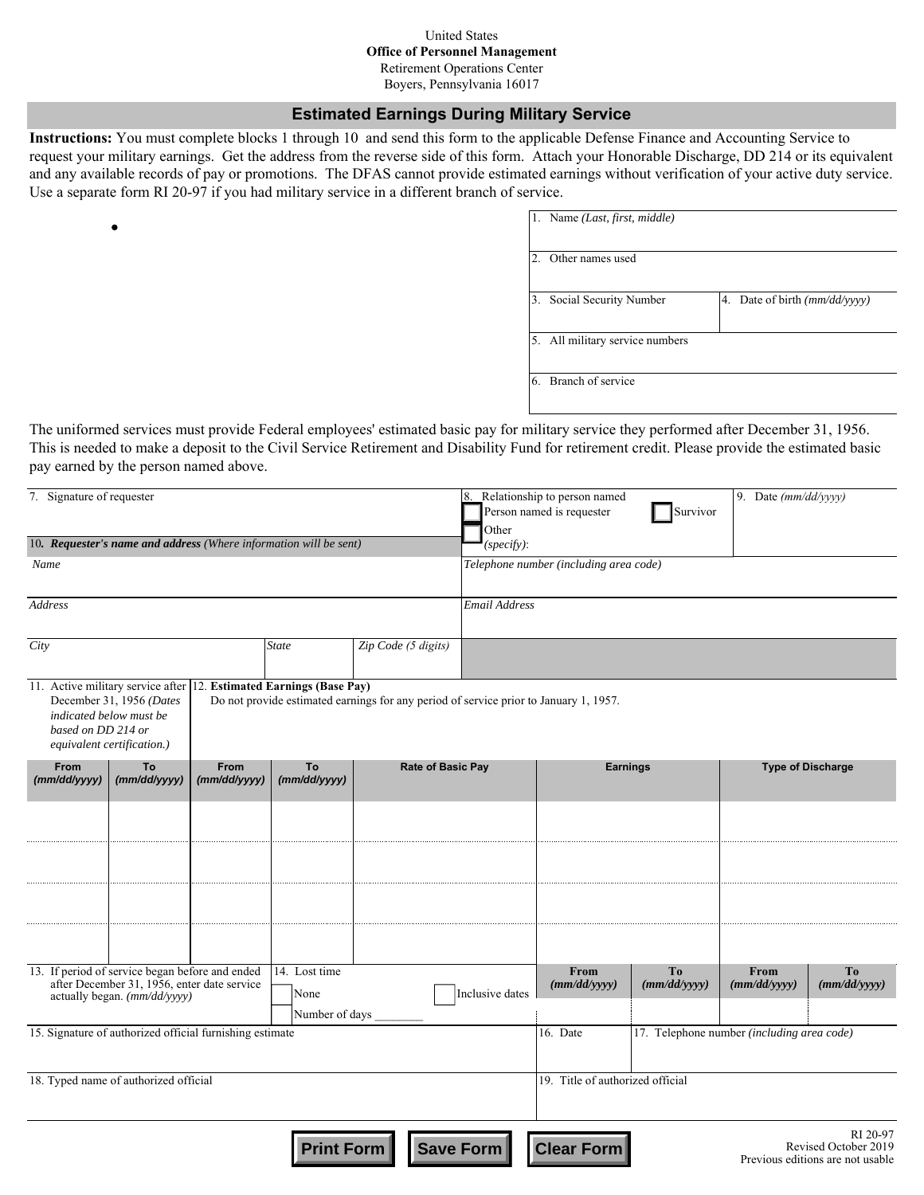United States
**Office of Personnel Management**
Retirement Operations Center
Boyers, Pennsylvania 16017

## Estimated Earnings During Military Service

**Instructions:** You must complete blocks 1 through 10 and send this form to the applicable Defense Finance and Accounting Service to request your military earnings. Get the address from the reverse side of this form. Attach your Honorable Discharge, DD 214 or its equivalent and any available records of pay or promotions. The DFAS cannot provide estimated earnings without verification of your active duty service. Use a separate form RI 20-97 if you had military service in a different branch of service.

| 1. Name *(Last, first, middle)* | |
|---|---|
| 2. Other names used | |
| 3. Social Security Number | 4. Date of birth *(mm/dd/yyyy)* |
| 5. All military service numbers | |
| 6. Branch of service | |

The uniformed services must provide Federal employees' estimated basic pay for military service they performed after December 31, 1956. This is needed to make a deposit to the Civil Service Retirement and Disability Fund for retirement credit. Please provide the estimated basic pay earned by the person named above.

| 7. Signature of requester | 8. Relationship to person named ☐ Person named is requester ☐ Survivor ☐ Other *(specify)*: | 9. Date *(mm/dd/yyyy)* |
|---|---|---|

**10. *Requester's name and address*** *(Where information will be sent)*

| *Name* | | | *Telephone number (including area code)* |
|---|---|---|---|
| *Address* | | | *Email Address* |
| *City* | *State* | *Zip Code (5 digits)* | |

11. Active military service after December 31, 1956 *(Dates indicated below must be based on DD 214 or equivalent certification.)*

12. **Estimated Earnings (Base Pay)**
Do not provide estimated earnings for any period of service prior to January 1, 1957.

| From *(mm/dd/yyyy)* | To *(mm/dd/yyyy)* | From *(mm/dd/yyyy)* | To *(mm/dd/yyyy)* | Rate of Basic Pay | Earnings | Type of Discharge |
|---|---|---|---|---|---|---|
| | | | | | | |
| | | | | | | |
| | | | | | | |
| | | | | | | |

13. If period of service began before and ended after December 31, 1956, enter date service actually began. *(mm/dd/yyyy)*

14. Lost time
☐ None
☐ Number of days ________
☐ Inclusive dates

| From *(mm/dd/yyyy)* | To *(mm/dd/yyyy)* | From *(mm/dd/yyyy)* | To *(mm/dd/yyyy)* |
|---|---|---|---|
| | | | |

| 15. Signature of authorized official furnishing estimate | 16. Date | 17. Telephone number *(including area code)* |
|---|---|---|
| 18. Typed name of authorized official | 19. Title of authorized official | |

Print Form | Save Form | Clear Form

RI 20-97
Revised October 2019
Previous editions are not usable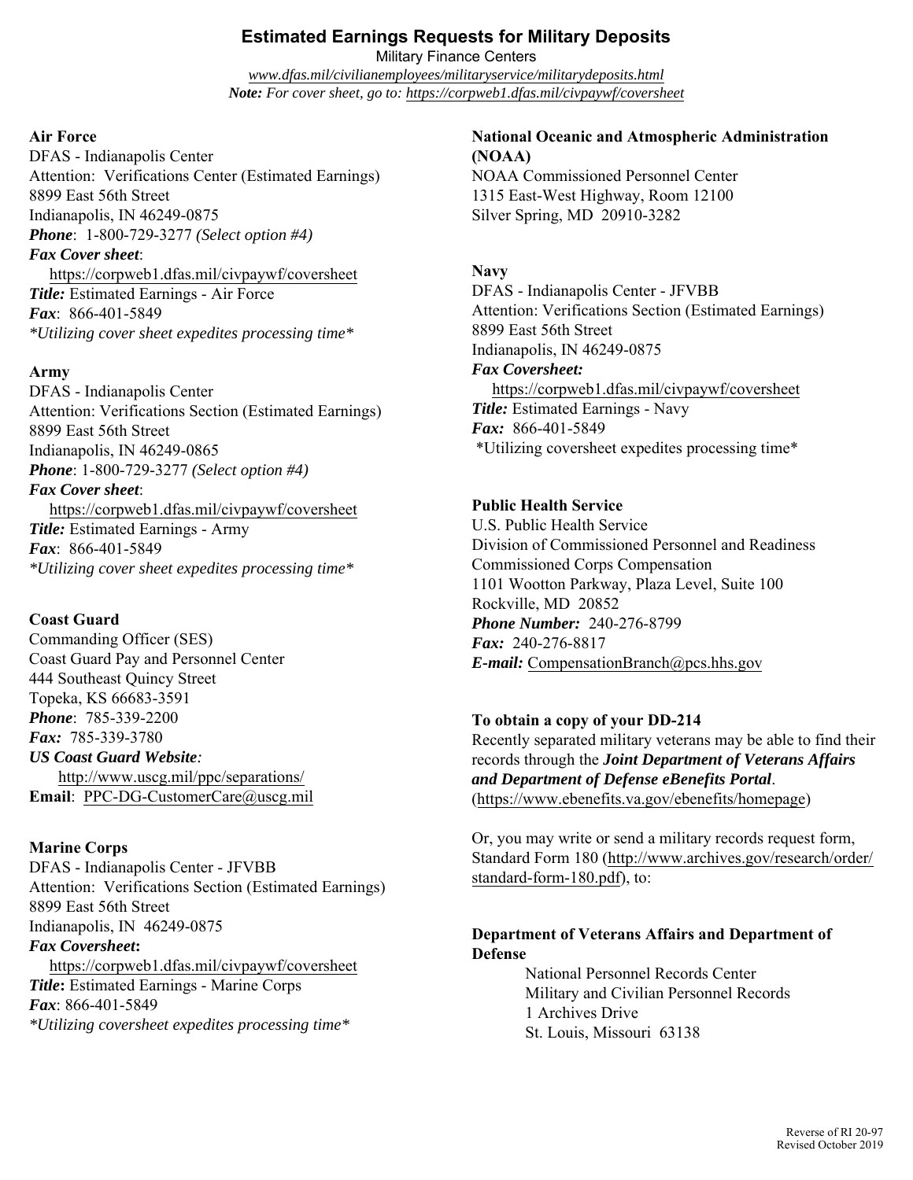# Estimated Earnings Requests for Military Deposits

Military Finance Centers

*www.dfas.mil/civilianemployees/militaryservice/militarydeposits.html*

***Note:** For cover sheet, go to: https://corpweb1.dfas.mil/civpaywf/coversheet*

**Air Force**
DFAS - Indianapolis Center
Attention: Verifications Center (Estimated Earnings)
8899 East 56th Street
Indianapolis, IN 46249-0875
***Phone***: 1-800-729-3277 *(Select option #4)*
***Fax Cover sheet***:
https://corpweb1.dfas.mil/civpaywf/coversheet
***Title:*** Estimated Earnings - Air Force
***Fax***: 866-401-5849
*\*Utilizing cover sheet expedites processing time\**

**Army**
DFAS - Indianapolis Center
Attention: Verifications Section (Estimated Earnings)
8899 East 56th Street
Indianapolis, IN 46249-0865
***Phone***: 1-800-729-3277 *(Select option #4)*
***Fax Cover sheet***:
https://corpweb1.dfas.mil/civpaywf/coversheet
***Title:*** Estimated Earnings - Army
***Fax***: 866-401-5849
*\*Utilizing cover sheet expedites processing time\**

**Coast Guard**
Commanding Officer (SES)
Coast Guard Pay and Personnel Center
444 Southeast Quincy Street
Topeka, KS 66683-3591
***Phone***: 785-339-2200
***Fax:*** 785-339-3780
***US Coast Guard Website:***
http://www.uscg.mil/ppc/separations/
**Email**: PPC-DG-CustomerCare@uscg.mil

**Marine Corps**
DFAS - Indianapolis Center - JFVBB
Attention: Verifications Section (Estimated Earnings)
8899 East 56th Street
Indianapolis, IN 46249-0875
***Fax Coversheet*:**
https://corpweb1.dfas.mil/civpaywf/coversheet
***Title*:** Estimated Earnings - Marine Corps
***Fax***: 866-401-5849
*\*Utilizing coversheet expedites processing time\**

**National Oceanic and Atmospheric Administration (NOAA)**
NOAA Commissioned Personnel Center
1315 East-West Highway, Room 12100
Silver Spring, MD 20910-3282

**Navy**
DFAS - Indianapolis Center - JFVBB
Attention: Verifications Section (Estimated Earnings)
8899 East 56th Street
Indianapolis, IN 46249-0875
***Fax Coversheet:***
https://corpweb1.dfas.mil/civpaywf/coversheet
***Title:*** Estimated Earnings - Navy
***Fax:*** 866-401-5849
\*Utilizing coversheet expedites processing time\*

**Public Health Service**
U.S. Public Health Service
Division of Commissioned Personnel and Readiness
Commissioned Corps Compensation
1101 Wootton Parkway, Plaza Level, Suite 100
Rockville, MD 20852
***Phone Number:*** 240-276-8799
***Fax:*** 240-276-8817
***E-mail:*** CompensationBranch@pcs.hhs.gov

**To obtain a copy of your DD-214**
Recently separated military veterans may be able to find their records through the ***Joint Department of Veterans Affairs and Department of Defense eBenefits Portal***. (https://www.ebenefits.va.gov/ebenefits/homepage)

Or, you may write or send a military records request form, Standard Form 180 (http://www.archives.gov/research/order/standard-form-180.pdf), to:

**Department of Veterans Affairs and Department of Defense**
National Personnel Records Center
Military and Civilian Personnel Records
1 Archives Drive
St. Louis, Missouri 63138

Reverse of RI 20-97
Revised October 2019